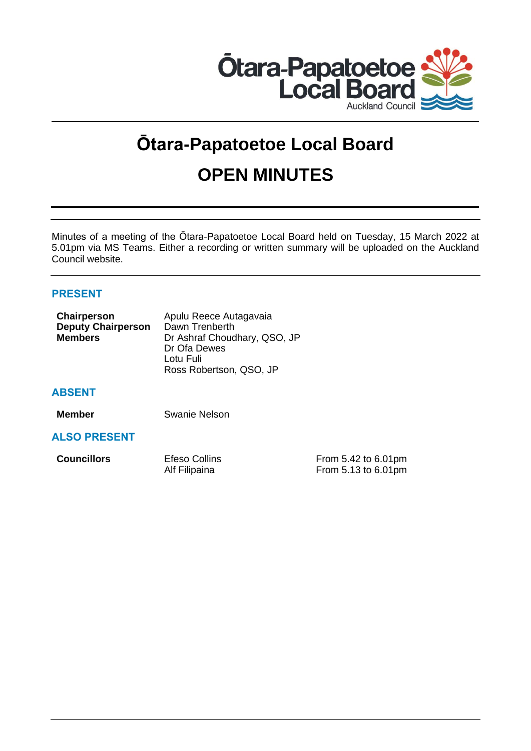# Ōtara-Papatoetoe Local Board

# OPEN MINUTES

Minutes of a meeting of the Ōtara-Papatoetoe Local Board held on Tuesday, 15 March 2022 at 5.01pm via MS Teams. Either a recording or written summary will be uploaded on the Auckland Council website.

## PRESENT

| | |
|---|---|
| **Chairperson** | Apulu Reece Autagavaia |
| **Deputy Chairperson** | Dawn Trenberth |
| **Members** | Dr Ashraf Choudhary, QSO, JP |
| | Dr Ofa Dewes |
| | Lotu Fuli |
| | Ross Robertson, QSO, JP |

## ABSENT

| | |
|---|---|
| **Member** | Swanie Nelson |

## ALSO PRESENT

| | | |
|---|---|---|
| **Councillors** | Efeso Collins | From 5.42 to 6.01pm |
| | Alf Filipaina | From 5.13 to 6.01pm |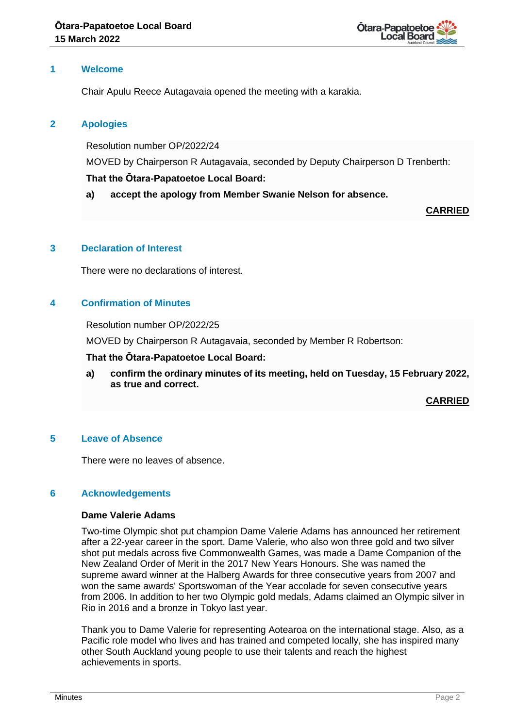## 1 Welcome

Chair Apulu Reece Autagavaia opened the meeting with a karakia.

## 2 Apologies

Resolution number OP/2022/24

MOVED by Chairperson R Autagavaia, seconded by Deputy Chairperson D Trenberth:

**That the Ōtara-Papatoetoe Local Board:**

**a) accept the apology from Member Swanie Nelson for absence.**

**CARRIED**

## 3 Declaration of Interest

There were no declarations of interest.

## 4 Confirmation of Minutes

Resolution number OP/2022/25

MOVED by Chairperson R Autagavaia, seconded by Member R Robertson:

**That the Ōtara-Papatoetoe Local Board:**

**a) confirm the ordinary minutes of its meeting, held on Tuesday, 15 February 2022, as true and correct.**

**CARRIED**

## 5 Leave of Absence

There were no leaves of absence.

## 6 Acknowledgements

**Dame Valerie Adams**

Two-time Olympic shot put champion Dame Valerie Adams has announced her retirement after a 22-year career in the sport. Dame Valerie, who also won three gold and two silver shot put medals across five Commonwealth Games, was made a Dame Companion of the New Zealand Order of Merit in the 2017 New Years Honours. She was named the supreme award winner at the Halberg Awards for three consecutive years from 2007 and won the same awards' Sportswoman of the Year accolade for seven consecutive years from 2006. In addition to her two Olympic gold medals, Adams claimed an Olympic silver in Rio in 2016 and a bronze in Tokyo last year.

Thank you to Dame Valerie for representing Aotearoa on the international stage. Also, as a Pacific role model who lives and has trained and competed locally, she has inspired many other South Auckland young people to use their talents and reach the highest achievements in sports.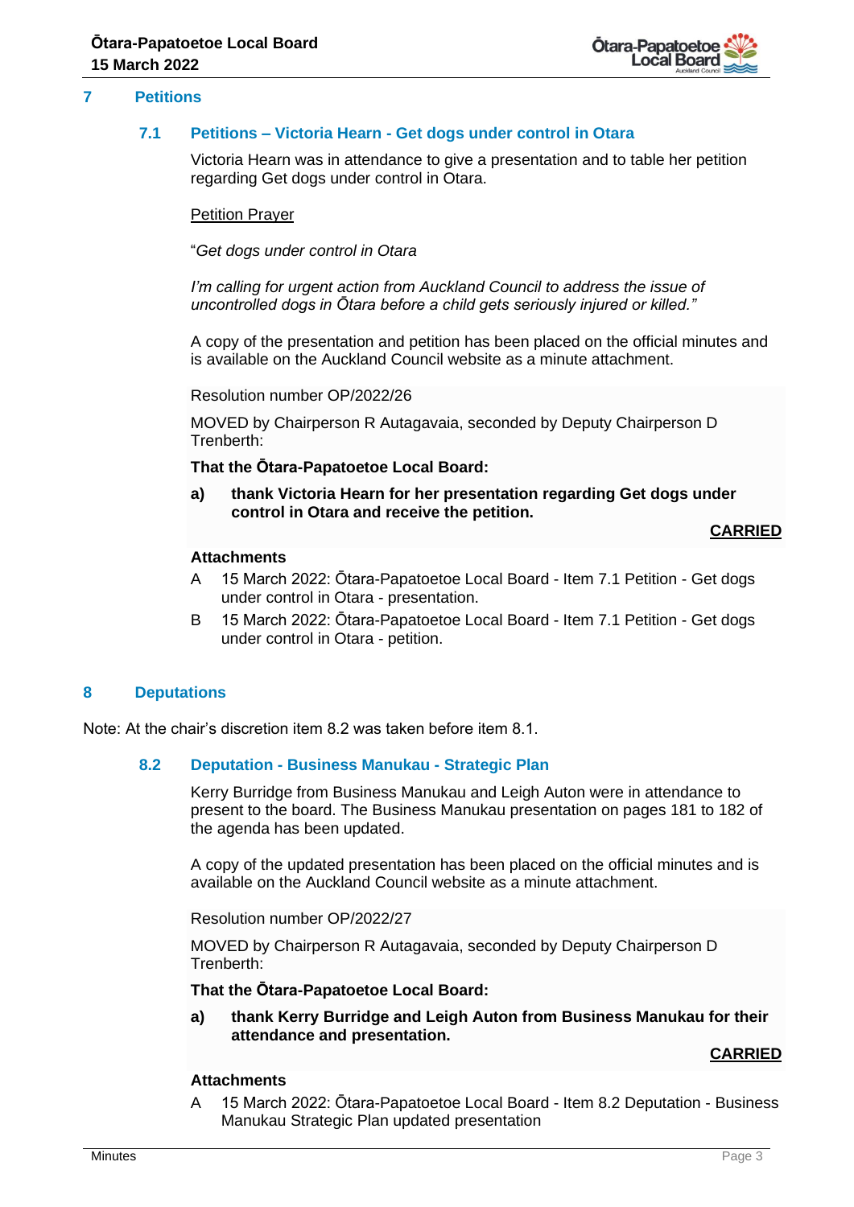## 7 Petitions

### 7.1 Petitions – Victoria Hearn - Get dogs under control in Otara

Victoria Hearn was in attendance to give a presentation and to table her petition regarding Get dogs under control in Otara.

Petition Prayer

"*Get dogs under control in Otara*

*I'm calling for urgent action from Auckland Council to address the issue of uncontrolled dogs in Ōtara before a child gets seriously injured or killed."*

A copy of the presentation and petition has been placed on the official minutes and is available on the Auckland Council website as a minute attachment.

Resolution number OP/2022/26

MOVED by Chairperson R Autagavaia, seconded by Deputy Chairperson D Trenberth:

**That the Ōtara-Papatoetoe Local Board:**

**a) thank Victoria Hearn for her presentation regarding Get dogs under control in Otara and receive the petition.**

**CARRIED**

**Attachments**

A 15 March 2022: Ōtara-Papatoetoe Local Board - Item 7.1 Petition - Get dogs under control in Otara - presentation.

B 15 March 2022: Ōtara-Papatoetoe Local Board - Item 7.1 Petition - Get dogs under control in Otara - petition.

## 8 Deputations

Note: At the chair's discretion item 8.2 was taken before item 8.1.

### 8.2 Deputation - Business Manukau - Strategic Plan

Kerry Burridge from Business Manukau and Leigh Auton were in attendance to present to the board. The Business Manukau presentation on pages 181 to 182 of the agenda has been updated.

A copy of the updated presentation has been placed on the official minutes and is available on the Auckland Council website as a minute attachment.

Resolution number OP/2022/27

MOVED by Chairperson R Autagavaia, seconded by Deputy Chairperson D Trenberth:

**That the Ōtara-Papatoetoe Local Board:**

**a) thank Kerry Burridge and Leigh Auton from Business Manukau for their attendance and presentation.**

**CARRIED**

**Attachments**

A 15 March 2022: Ōtara-Papatoetoe Local Board - Item 8.2 Deputation - Business Manukau Strategic Plan updated presentation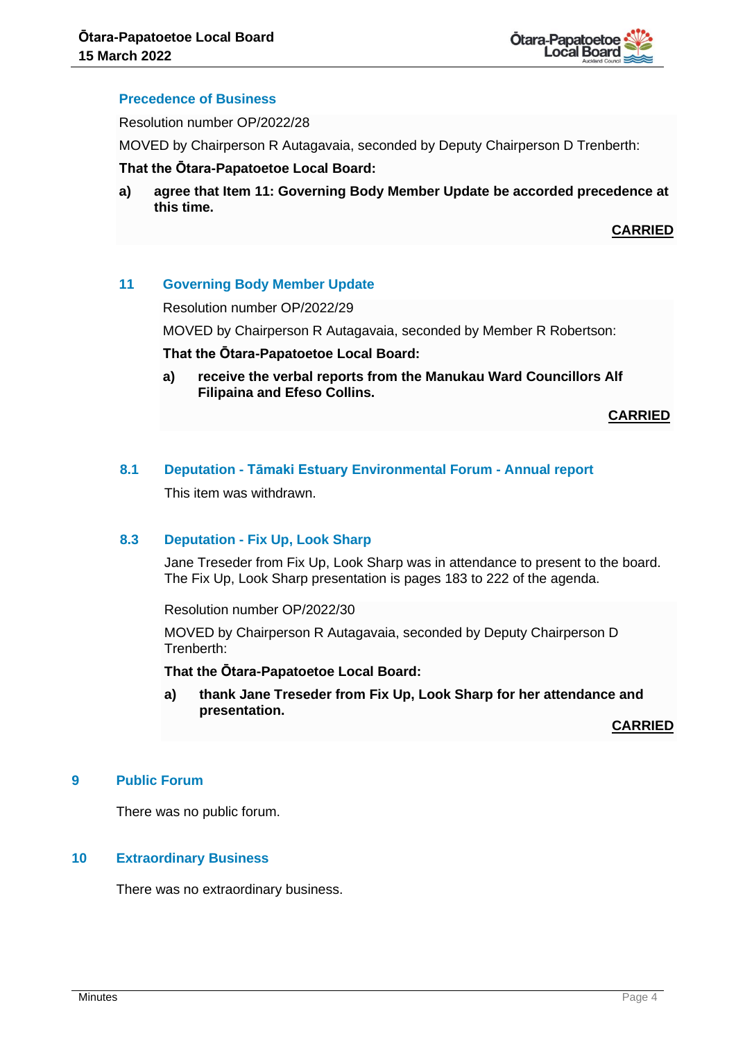### Precedence of Business

Resolution number OP/2022/28

MOVED by Chairperson R Autagavaia, seconded by Deputy Chairperson D Trenberth:

**That the Ōtara-Papatoetoe Local Board:**

**a) agree that Item 11: Governing Body Member Update be accorded precedence at this time.**

**CARRIED**

### 11 Governing Body Member Update

Resolution number OP/2022/29

MOVED by Chairperson R Autagavaia, seconded by Member R Robertson:

**That the Ōtara-Papatoetoe Local Board:**

**a) receive the verbal reports from the Manukau Ward Councillors Alf Filipaina and Efeso Collins.**

**CARRIED**

### 8.1 Deputation - Tāmaki Estuary Environmental Forum - Annual report

This item was withdrawn.

### 8.3 Deputation - Fix Up, Look Sharp

Jane Treseder from Fix Up, Look Sharp was in attendance to present to the board. The Fix Up, Look Sharp presentation is pages 183 to 222 of the agenda.

Resolution number OP/2022/30

MOVED by Chairperson R Autagavaia, seconded by Deputy Chairperson D Trenberth:

**That the Ōtara-Papatoetoe Local Board:**

**a) thank Jane Treseder from Fix Up, Look Sharp for her attendance and presentation.**

**CARRIED**

## 9 Public Forum

There was no public forum.

## 10 Extraordinary Business

There was no extraordinary business.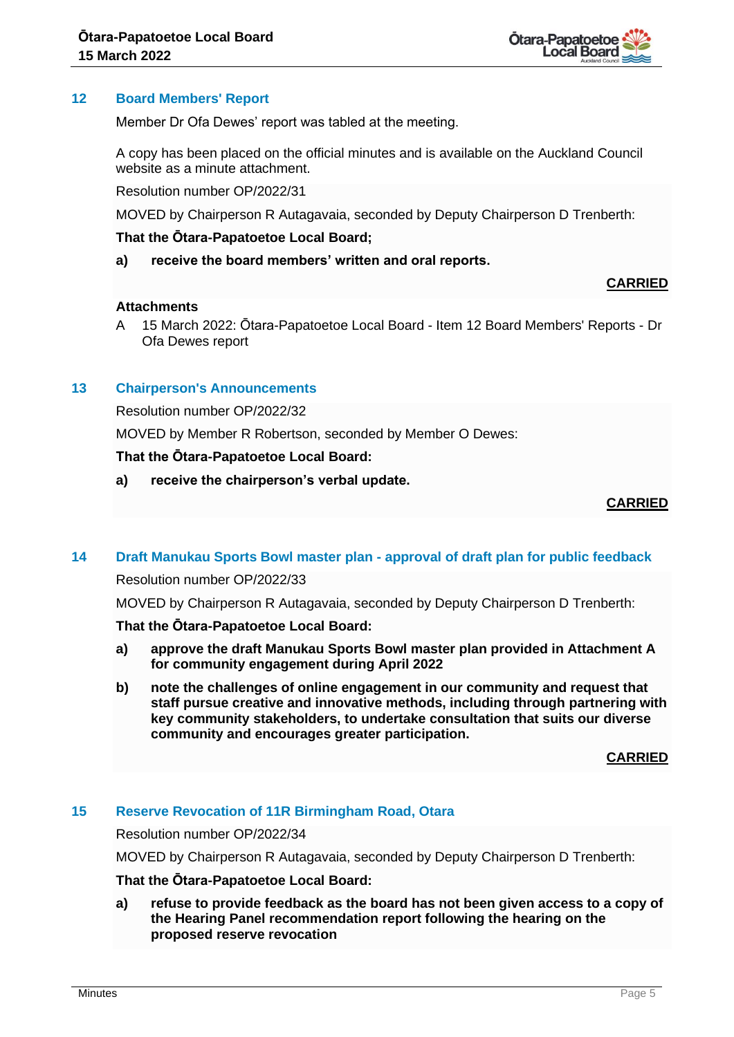## 12 Board Members' Report

Member Dr Ofa Dewes' report was tabled at the meeting.

A copy has been placed on the official minutes and is available on the Auckland Council website as a minute attachment.

Resolution number OP/2022/31

MOVED by Chairperson R Autagavaia, seconded by Deputy Chairperson D Trenberth:

**That the Ōtara-Papatoetoe Local Board;**

**a) receive the board members' written and oral reports.**

**CARRIED**

**Attachments**

A 15 March 2022: Ōtara-Papatoetoe Local Board - Item 12 Board Members' Reports - Dr Ofa Dewes report

## 13 Chairperson's Announcements

Resolution number OP/2022/32

MOVED by Member R Robertson, seconded by Member O Dewes:

**That the Ōtara-Papatoetoe Local Board:**

**a) receive the chairperson's verbal update.**

**CARRIED**

## 14 Draft Manukau Sports Bowl master plan - approval of draft plan for public feedback

Resolution number OP/2022/33

MOVED by Chairperson R Autagavaia, seconded by Deputy Chairperson D Trenberth:

**That the Ōtara-Papatoetoe Local Board:**

**a) approve the draft Manukau Sports Bowl master plan provided in Attachment A for community engagement during April 2022**

**b) note the challenges of online engagement in our community and request that staff pursue creative and innovative methods, including through partnering with key community stakeholders, to undertake consultation that suits our diverse community and encourages greater participation.**

**CARRIED**

## 15 Reserve Revocation of 11R Birmingham Road, Otara

Resolution number OP/2022/34

MOVED by Chairperson R Autagavaia, seconded by Deputy Chairperson D Trenberth:

**That the Ōtara-Papatoetoe Local Board:**

**a) refuse to provide feedback as the board has not been given access to a copy of the Hearing Panel recommendation report following the hearing on the proposed reserve revocation**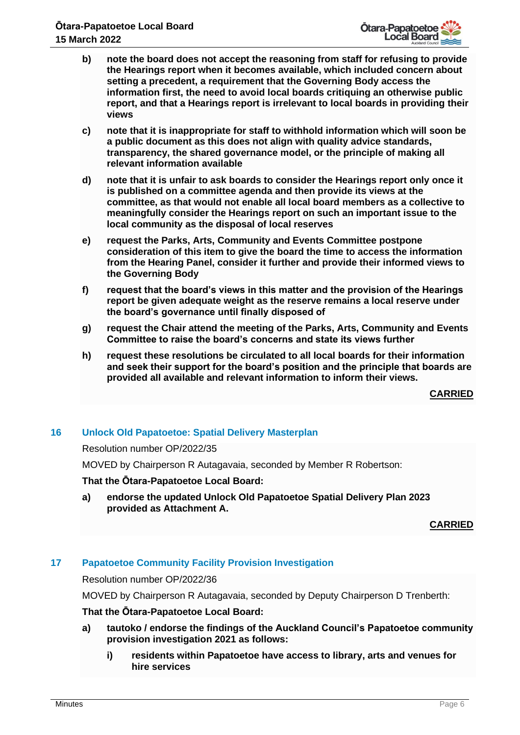b) **note the board does not accept the reasoning from staff for refusing to provide the Hearings report when it becomes available, which included concern about setting a precedent, a requirement that the Governing Body access the information first, the need to avoid local boards critiquing an otherwise public report, and that a Hearings report is irrelevant to local boards in providing their views**

c) **note that it is inappropriate for staff to withhold information which will soon be a public document as this does not align with quality advice standards, transparency, the shared governance model, or the principle of making all relevant information available**

d) **note that it is unfair to ask boards to consider the Hearings report only once it is published on a committee agenda and then provide its views at the committee, as that would not enable all local board members as a collective to meaningfully consider the Hearings report on such an important issue to the local community as the disposal of local reserves**

e) **request the Parks, Arts, Community and Events Committee postpone consideration of this item to give the board the time to access the information from the Hearing Panel, consider it further and provide their informed views to the Governing Body**

f) **request that the board's views in this matter and the provision of the Hearings report be given adequate weight as the reserve remains a local reserve under the board's governance until finally disposed of**

g) **request the Chair attend the meeting of the Parks, Arts, Community and Events Committee to raise the board's concerns and state its views further**

h) **request these resolutions be circulated to all local boards for their information and seek their support for the board's position and the principle that boards are provided all available and relevant information to inform their views.**

**CARRIED**

## 16 Unlock Old Papatoetoe: Spatial Delivery Masterplan

Resolution number OP/2022/35

MOVED by Chairperson R Autagavaia, seconded by Member R Robertson:

**That the Ōtara-Papatoetoe Local Board:**

a) **endorse the updated Unlock Old Papatoetoe Spatial Delivery Plan 2023 provided as Attachment A.**

**CARRIED**

## 17 Papatoetoe Community Facility Provision Investigation

Resolution number OP/2022/36

MOVED by Chairperson R Autagavaia, seconded by Deputy Chairperson D Trenberth:

**That the Ōtara-Papatoetoe Local Board:**

a) **tautoko / endorse the findings of the Auckland Council's Papatoetoe community provision investigation 2021 as follows:**

   i) **residents within Papatoetoe have access to library, arts and venues for hire services**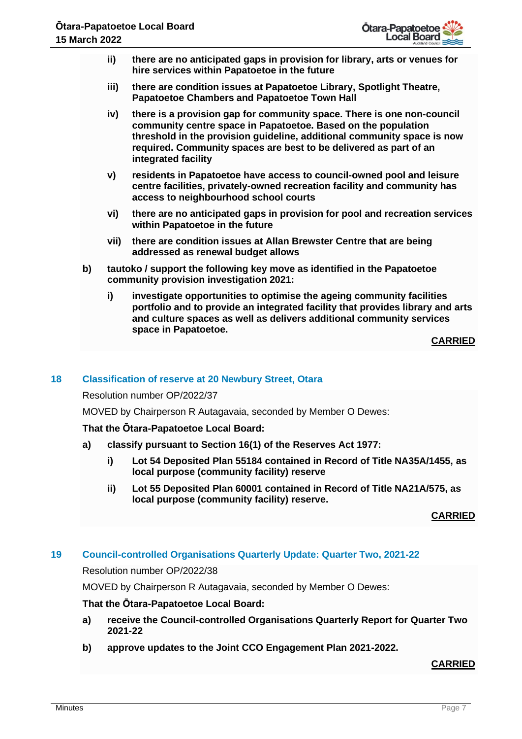ii) **there are no anticipated gaps in provision for library, arts or venues for hire services within Papatoetoe in the future**

iii) **there are condition issues at Papatoetoe Library, Spotlight Theatre, Papatoetoe Chambers and Papatoetoe Town Hall**

iv) **there is a provision gap for community space. There is one non-council community centre space in Papatoetoe. Based on the population threshold in the provision guideline, additional community space is now required. Community spaces are best to be delivered as part of an integrated facility**

v) **residents in Papatoetoe have access to council-owned pool and leisure centre facilities, privately-owned recreation facility and community has access to neighbourhood school courts**

vi) **there are no anticipated gaps in provision for pool and recreation services within Papatoetoe in the future**

vii) **there are condition issues at Allan Brewster Centre that are being addressed as renewal budget allows**

b) **tautoko / support the following key move as identified in the Papatoetoe community provision investigation 2021:**

i) **investigate opportunities to optimise the ageing community facilities portfolio and to provide an integrated facility that provides library and arts and culture spaces as well as delivers additional community services space in Papatoetoe.**

**CARRIED**

## 18 Classification of reserve at 20 Newbury Street, Otara

Resolution number OP/2022/37

MOVED by Chairperson R Autagavaia, seconded by Member O Dewes:

**That the Ōtara-Papatoetoe Local Board:**

a) **classify pursuant to Section 16(1) of the Reserves Act 1977:**

i) **Lot 54 Deposited Plan 55184 contained in Record of Title NA35A/1455, as local purpose (community facility) reserve**

ii) **Lot 55 Deposited Plan 60001 contained in Record of Title NA21A/575, as local purpose (community facility) reserve.**

**CARRIED**

## 19 Council-controlled Organisations Quarterly Update: Quarter Two, 2021-22

Resolution number OP/2022/38

MOVED by Chairperson R Autagavaia, seconded by Member O Dewes:

**That the Ōtara-Papatoetoe Local Board:**

a) **receive the Council-controlled Organisations Quarterly Report for Quarter Two 2021-22**

b) **approve updates to the Joint CCO Engagement Plan 2021-2022.**

**CARRIED**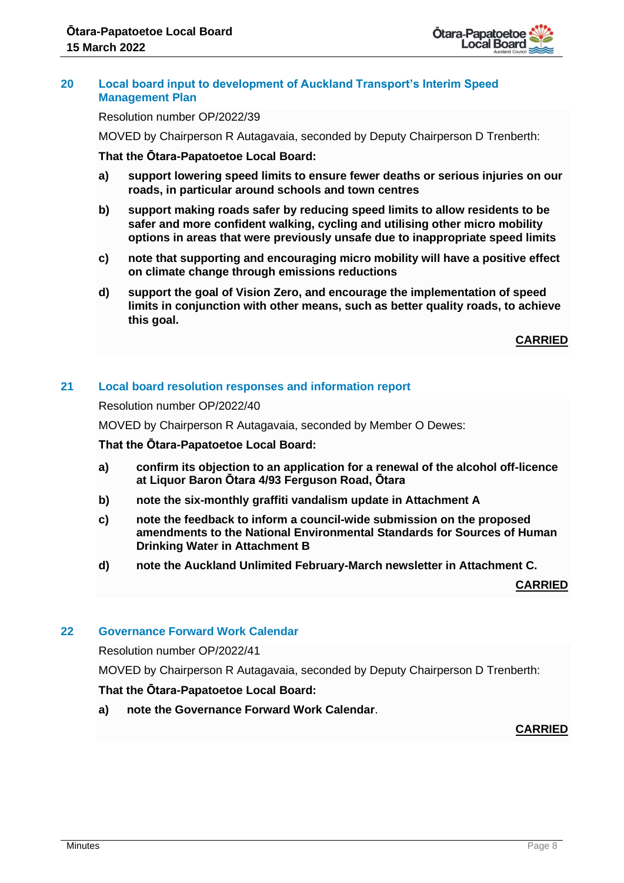## 20 Local board input to development of Auckland Transport's Interim Speed Management Plan

Resolution number OP/2022/39

MOVED by Chairperson R Autagavaia, seconded by Deputy Chairperson D Trenberth:

**That the Ōtara-Papatoetoe Local Board:**

**a) support lowering speed limits to ensure fewer deaths or serious injuries on our roads, in particular around schools and town centres**

**b) support making roads safer by reducing speed limits to allow residents to be safer and more confident walking, cycling and utilising other micro mobility options in areas that were previously unsafe due to inappropriate speed limits**

**c) note that supporting and encouraging micro mobility will have a positive effect on climate change through emissions reductions**

**d) support the goal of Vision Zero, and encourage the implementation of speed limits in conjunction with other means, such as better quality roads, to achieve this goal.**

**CARRIED**

## 21 Local board resolution responses and information report

Resolution number OP/2022/40

MOVED by Chairperson R Autagavaia, seconded by Member O Dewes:

**That the Ōtara-Papatoetoe Local Board:**

**a) confirm its objection to an application for a renewal of the alcohol off-licence at Liquor Baron Ōtara 4/93 Ferguson Road, Ōtara**

**b) note the six-monthly graffiti vandalism update in Attachment A**

**c) note the feedback to inform a council-wide submission on the proposed amendments to the National Environmental Standards for Sources of Human Drinking Water in Attachment B**

**d) note the Auckland Unlimited February-March newsletter in Attachment C.**

**CARRIED**

## 22 Governance Forward Work Calendar

Resolution number OP/2022/41

MOVED by Chairperson R Autagavaia, seconded by Deputy Chairperson D Trenberth:

**That the Ōtara-Papatoetoe Local Board:**

**a) note the Governance Forward Work Calendar**.

**CARRIED**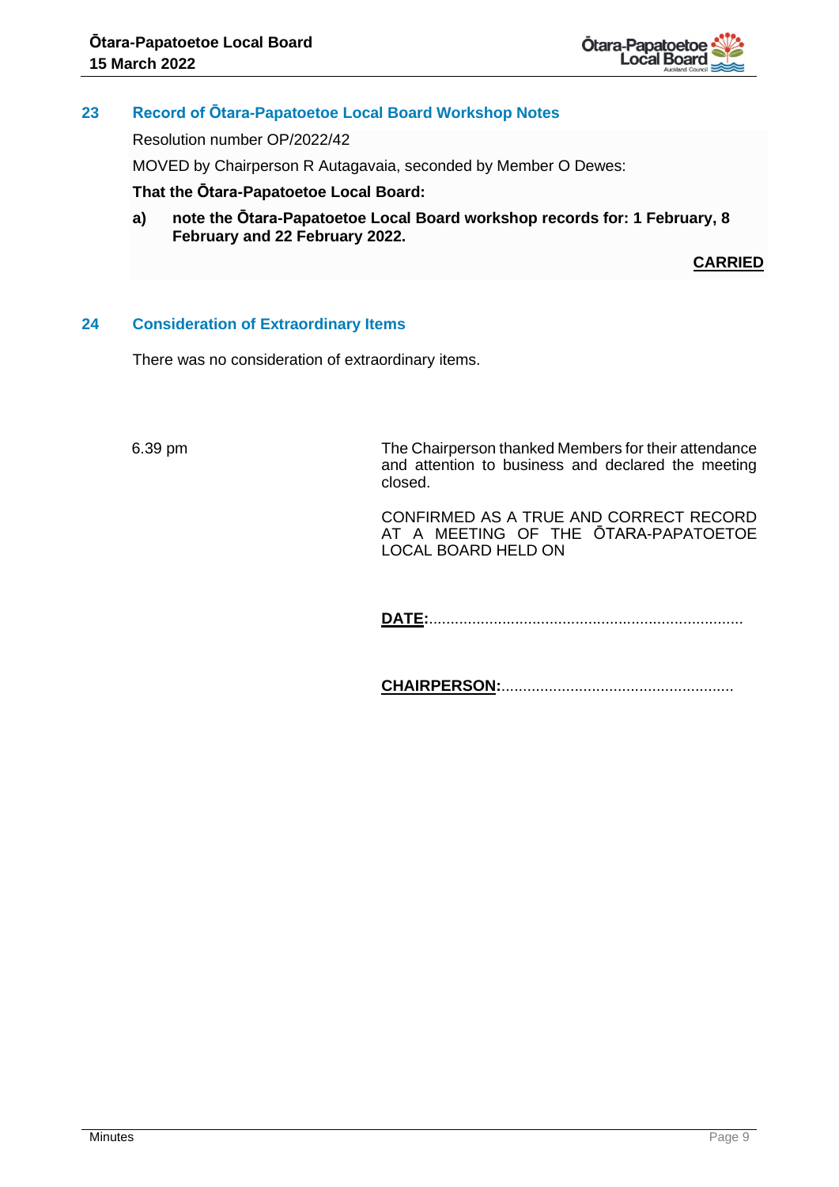## 23 Record of Ōtara-Papatoetoe Local Board Workshop Notes

Resolution number OP/2022/42

MOVED by Chairperson R Autagavaia, seconded by Member O Dewes:

**That the Ōtara-Papatoetoe Local Board:**

**a) note the Ōtara-Papatoetoe Local Board workshop records for: 1 February, 8 February and 22 February 2022.**

**CARRIED**

## 24 Consideration of Extraordinary Items

There was no consideration of extraordinary items.

6.39 pm

The Chairperson thanked Members for their attendance and attention to business and declared the meeting closed.

CONFIRMED AS A TRUE AND CORRECT RECORD AT A MEETING OF THE ŌTARA-PAPATOETOE LOCAL BOARD HELD ON

**DATE:**.........................................................................

**CHAIRPERSON:**......................................................